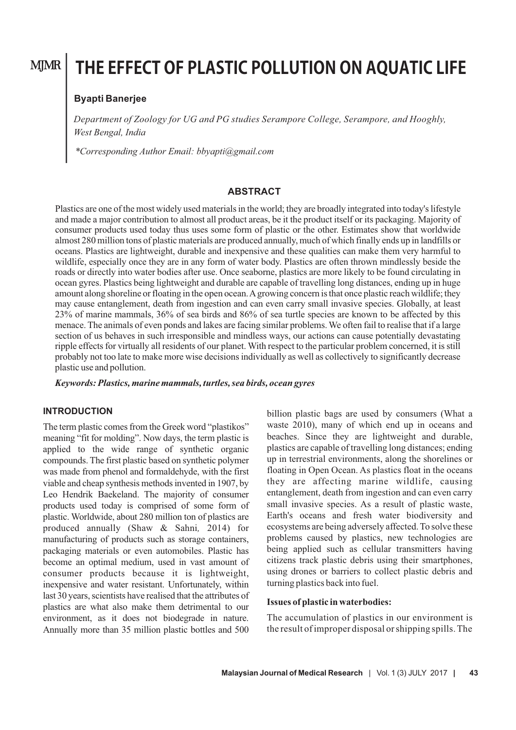# THE EFFECT OF PLASTIC POLLUTION ON AQUATIC LIFE

**Byapti Banerjee**

*Department of Zoology for UG and PG studies Serampore College, Serampore, and Hooghly, West Bengal, India*

*\*Corresponding Author Email: bbyapti@gmail.com*

## ABSTRACT

Plastics are one of the most widely used materials in the world; they are broadly integrated into today's lifestyle and made a major contribution to almost all product areas, be it the product itself or its packaging. Majority of consumer products used today thus uses some form of plastic or the other. Estimates show that worldwide almost 280 million tons of plastic materials are produced annually, much of which finally ends up in landfills or oceans. Plastics are lightweight, durable and inexpensive and these qualities can make them very harmful to wildlife, especially once they are in any form of water body. Plastics are often thrown mindlessly beside the roads or directly into water bodies after use. Once seaborne, plastics are more likely to be found circulating in ocean gyres. Plastics being lightweight and durable are capable of travelling long distances, ending up in huge amount along shoreline or floating in the open ocean. A growing concern is that once plastic reach wildlife; they may cause entanglement, death from ingestion and can even carry small invasive species. Globally, at least 23% of marine mammals, 36% of sea birds and 86% of sea turtle species are known to be affected by this menace. The animals of even ponds and lakes are facing similar problems. We often fail to realise that if a large section of us behaves in such irresponsible and mindless ways, our actions can cause potentially devastating ripple effects for virtually all residents of our planet. With respect to the particular problem concerned, it is still probably not too late to make more wise decisions individually as well as collectively to significantly decrease plastic use and pollution.

***Keywords: Plastics, marine mammals, turtles, sea birds, ocean gyres***

## INTRODUCTION

The term plastic comes from the Greek word "plastikos" meaning "fit for molding". Now days, the term plastic is applied to the wide range of synthetic organic compounds. The first plastic based on synthetic polymer was made from phenol and formaldehyde, with the first viable and cheap synthesis methods invented in 1907, by Leo Hendrik Baekeland. The majority of consumer products used today is comprised of some form of plastic. Worldwide, about 280 million ton of plastics are produced annually (Shaw & Sahni, 2014) for manufacturing of products such as storage containers, packaging materials or even automobiles. Plastic has become an optimal medium, used in vast amount of consumer products because it is lightweight, inexpensive and water resistant. Unfortunately, within last 30 years, scientists have realised that the attributes of plastics are what also make them detrimental to our environment, as it does not biodegrade in nature. Annually more than 35 million plastic bottles and 500 billion plastic bags are used by consumers (What a waste 2010), many of which end up in oceans and beaches. Since they are lightweight and durable, plastics are capable of travelling long distances; ending up in terrestrial environments, along the shorelines or floating in Open Ocean. As plastics float in the oceans they are affecting marine wildlife, causing entanglement, death from ingestion and can even carry small invasive species. As a result of plastic waste, Earth's oceans and fresh water biodiversity and ecosystems are being adversely affected. To solve these problems caused by plastics, new technologies are being applied such as cellular transmitters having citizens track plastic debris using their smartphones, using drones or barriers to collect plastic debris and turning plastics back into fuel.

### Issues of plastic in waterbodies:

The accumulation of plastics in our environment is the result of improper disposal or shipping spills. The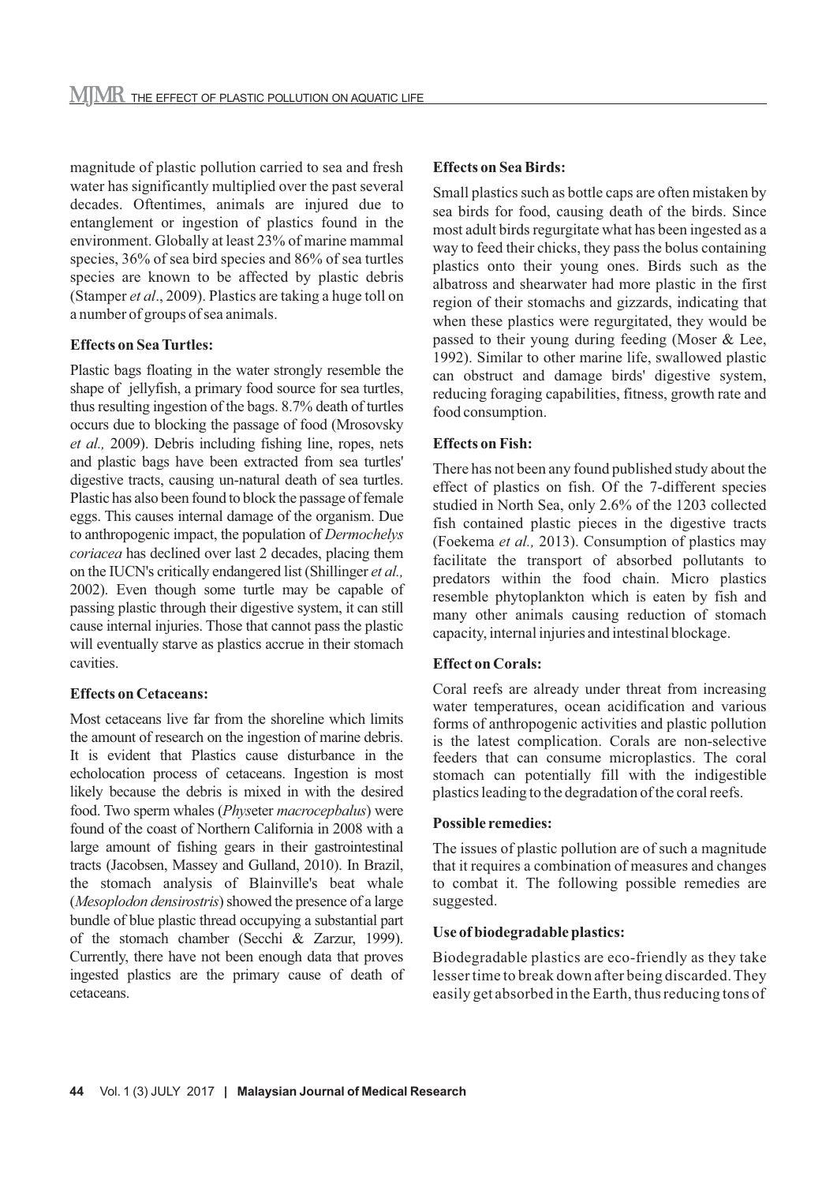magnitude of plastic pollution carried to sea and fresh water has significantly multiplied over the past several decades. Oftentimes, animals are injured due to entanglement or ingestion of plastics found in the environment. Globally at least 23% of marine mammal species, 36% of sea bird species and 86% of sea turtles species are known to be affected by plastic debris (Stamper *et al*., 2009). Plastics are taking a huge toll on a number of groups of sea animals.

**Effects on Sea Turtles:**

Plastic bags floating in the water strongly resemble the shape of jellyfish, a primary food source for sea turtles, thus resulting ingestion of the bags. 8.7% death of turtles occurs due to blocking the passage of food (Mrosovsky *et al.,* 2009). Debris including fishing line, ropes, nets and plastic bags have been extracted from sea turtles' digestive tracts, causing un-natural death of sea turtles. Plastic has also been found to block the passage of female eggs. This causes internal damage of the organism. Due to anthropogenic impact, the population of *Dermochelys coriacea* has declined over last 2 decades, placing them on the IUCN's critically endangered list (Shillinger *et al.,* 2002). Even though some turtle may be capable of passing plastic through their digestive system, it can still cause internal injuries. Those that cannot pass the plastic will eventually starve as plastics accrue in their stomach cavities.

**Effects on Cetaceans:**

Most cetaceans live far from the shoreline which limits the amount of research on the ingestion of marine debris. It is evident that Plastics cause disturbance in the echolocation process of cetaceans. Ingestion is most likely because the debris is mixed in with the desired food. Two sperm whales (*Phys*eter *macrocepbalus*) were found of the coast of Northern California in 2008 with a large amount of fishing gears in their gastrointestinal tracts (Jacobsen, Massey and Gulland, 2010). In Brazil, the stomach analysis of Blainville's beat whale (*Mesoplodon densirostris*) showed the presence of a large bundle of blue plastic thread occupying a substantial part of the stomach chamber (Secchi & Zarzur, 1999). Currently, there have not been enough data that proves ingested plastics are the primary cause of death of cetaceans.

**Effects on Sea Birds:**

Small plastics such as bottle caps are often mistaken by sea birds for food, causing death of the birds. Since most adult birds regurgitate what has been ingested as a way to feed their chicks, they pass the bolus containing plastics onto their young ones. Birds such as the albatross and shearwater had more plastic in the first region of their stomachs and gizzards, indicating that when these plastics were regurgitated, they would be passed to their young during feeding (Moser & Lee, 1992). Similar to other marine life, swallowed plastic can obstruct and damage birds' digestive system, reducing foraging capabilities, fitness, growth rate and food consumption.

**Effects on Fish:**

There has not been any found published study about the effect of plastics on fish. Of the 7-different species studied in North Sea, only 2.6% of the 1203 collected fish contained plastic pieces in the digestive tracts (Foekema *et al.,* 2013). Consumption of plastics may facilitate the transport of absorbed pollutants to predators within the food chain. Micro plastics resemble phytoplankton which is eaten by fish and many other animals causing reduction of stomach capacity, internal injuries and intestinal blockage.

**Effect on Corals:**

Coral reefs are already under threat from increasing water temperatures, ocean acidification and various forms of anthropogenic activities and plastic pollution is the latest complication. Corals are non-selective feeders that can consume microplastics. The coral stomach can potentially fill with the indigestible plastics leading to the degradation of the coral reefs.

**Possible remedies:**

The issues of plastic pollution are of such a magnitude that it requires a combination of measures and changes to combat it. The following possible remedies are suggested.

**Use of biodegradable plastics:**

Biodegradable plastics are eco-friendly as they take lesser time to break down after being discarded. They easily get absorbed in the Earth, thus reducing tons of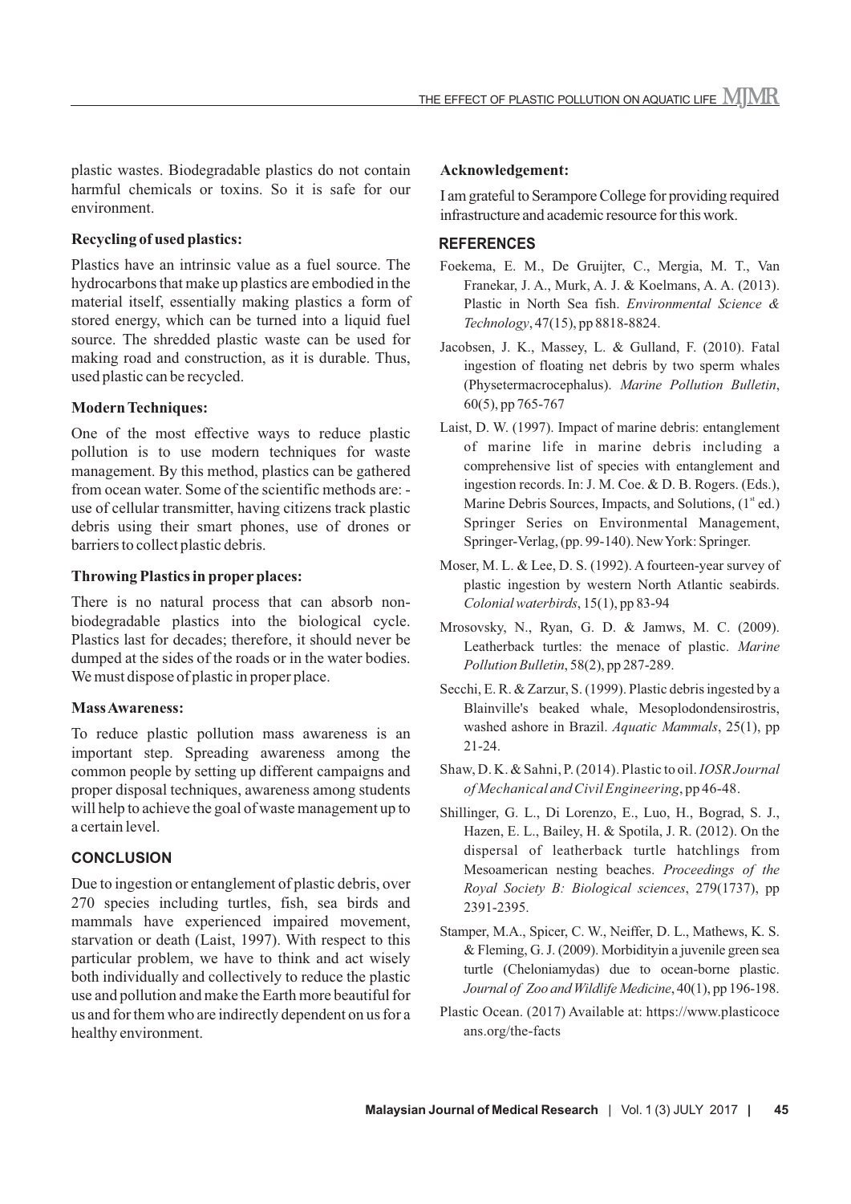plastic wastes. Biodegradable plastics do not contain harmful chemicals or toxins. So it is safe for our environment.

**Recycling of used plastics:**

Plastics have an intrinsic value as a fuel source. The hydrocarbons that make up plastics are embodied in the material itself, essentially making plastics a form of stored energy, which can be turned into a liquid fuel source. The shredded plastic waste can be used for making road and construction, as it is durable. Thus, used plastic can be recycled.

**Modern Techniques:**

One of the most effective ways to reduce plastic pollution is to use modern techniques for waste management. By this method, plastics can be gathered from ocean water. Some of the scientific methods are: - use of cellular transmitter, having citizens track plastic debris using their smart phones, use of drones or barriers to collect plastic debris.

**Throwing Plastics in proper places:**

There is no natural process that can absorb non-biodegradable plastics into the biological cycle. Plastics last for decades; therefore, it should never be dumped at the sides of the roads or in the water bodies. We must dispose of plastic in proper place.

**Mass Awareness:**

To reduce plastic pollution mass awareness is an important step. Spreading awareness among the common people by setting up different campaigns and proper disposal techniques, awareness among students will help to achieve the goal of waste management up to a certain level.

## CONCLUSION

Due to ingestion or entanglement of plastic debris, over 270 species including turtles, fish, sea birds and mammals have experienced impaired movement, starvation or death (Laist, 1997). With respect to this particular problem, we have to think and act wisely both individually and collectively to reduce the plastic use and pollution and make the Earth more beautiful for us and for them who are indirectly dependent on us for a healthy environment.

**Acknowledgement:**

I am grateful to Serampore College for providing required infrastructure and academic resource for this work.

## REFERENCES

Foekema, E. M., De Gruijter, C., Mergia, M. T., Van Franekar, J. A., Murk, A. J. & Koelmans, A. A. (2013). Plastic in North Sea fish. *Environmental Science & Technology*, 47(15), pp 8818-8824.

Jacobsen, J. K., Massey, L. & Gulland, F. (2010). Fatal ingestion of floating net debris by two sperm whales (Physetermacrocephalus). *Marine Pollution Bulletin*, 60(5), pp 765-767

Laist, D. W. (1997). Impact of marine debris: entanglement of marine life in marine debris including a comprehensive list of species with entanglement and ingestion records. In: J. M. Coe. & D. B. Rogers. (Eds.), Marine Debris Sources, Impacts, and Solutions, (1st ed.) Springer Series on Environmental Management, Springer-Verlag, (pp. 99-140). New York: Springer.

Moser, M. L. & Lee, D. S. (1992). A fourteen-year survey of plastic ingestion by western North Atlantic seabirds. *Colonial waterbirds*, 15(1), pp 83-94

Mrosovsky, N., Ryan, G. D. & Jamws, M. C. (2009). Leatherback turtles: the menace of plastic. *Marine Pollution Bulletin*, 58(2), pp 287-289.

Secchi, E. R. & Zarzur, S. (1999). Plastic debris ingested by a Blainville's beaked whale, Mesoplodondensirostris, washed ashore in Brazil. *Aquatic Mammals*, 25(1), pp 21-24.

Shaw, D. K. & Sahni, P. (2014). Plastic to oil. *IOSR Journal of Mechanical and Civil Engineering*, pp 46-48.

Shillinger, G. L., Di Lorenzo, E., Luo, H., Bograd, S. J., Hazen, E. L., Bailey, H. & Spotila, J. R. (2012). On the dispersal of leatherback turtle hatchlings from Mesoamerican nesting beaches. *Proceedings of the Royal Society B: Biological sciences*, 279(1737), pp 2391-2395.

Stamper, M.A., Spicer, C. W., Neiffer, D. L., Mathews, K. S. & Fleming, G. J. (2009). Morbidityin a juvenile green sea turtle (Cheloniamydas) due to ocean-borne plastic. *Journal of Zoo and Wildlife Medicine*, 40(1), pp 196-198.

Plastic Ocean. (2017) Available at: https://www.plasticoceans.org/the-facts